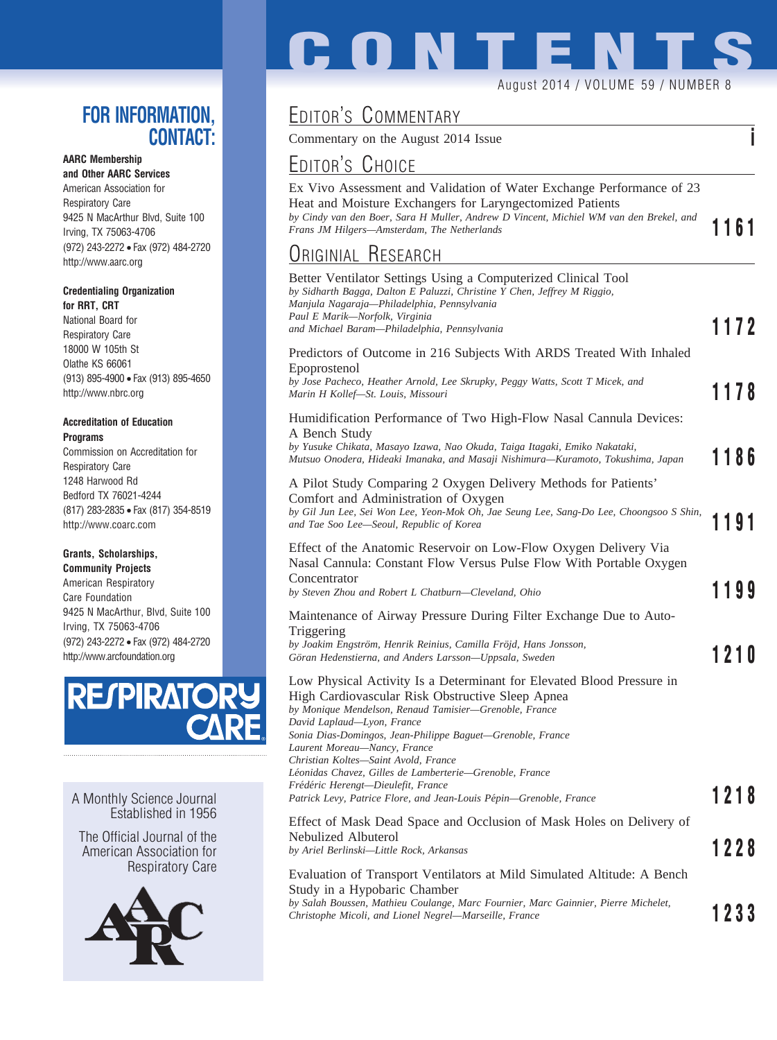# CONTENTS

August 2014 / VOLUME 59 / NUMBER 8

## EDITOR'S COMMENTARY

Commentary on the August 2014 Issue **i**

## EDITOR'S CHOICE

Ex Vivo Assessment and Validation of Water Exchange Performance of 23 Heat and Moisture Exchangers for Laryngectomized Patients
*by Cindy van den Boer, Sara H Muller, Andrew D Vincent, Michiel WM van den Brekel, and Frans JM Hilgers—Amsterdam, The Netherlands* **1161**

## ORIGINAL RESEARCH

Better Ventilator Settings Using a Computerized Clinical Tool
*by Sidharth Bagga, Dalton E Paluzzi, Christine Y Chen, Jeffrey M Riggio, Manjula Nagaraja—Philadelphia, Pennsylvania*
*Paul E Marik—Norfolk, Virginia*
*and Michael Baram—Philadelphia, Pennsylvania* **1172**

Predictors of Outcome in 216 Subjects With ARDS Treated With Inhaled Epoprostenol
*by Jose Pacheco, Heather Arnold, Lee Skrupky, Peggy Watts, Scott T Micek, and Marin H Kollef—St. Louis, Missouri* **1178**

Humidification Performance of Two High-Flow Nasal Cannula Devices: A Bench Study
*by Yusuke Chikata, Masayo Izawa, Nao Okuda, Taiga Itagaki, Emiko Nakataki, Mutsuo Onodera, Hideaki Imanaka, and Masaji Nishimura—Kuramoto, Tokushima, Japan* **1186**

A Pilot Study Comparing 2 Oxygen Delivery Methods for Patients' Comfort and Administration of Oxygen
*by Gil Jun Lee, Sei Won Lee, Yeon-Mok Oh, Jae Seung Lee, Sang-Do Lee, Choongsoo S Shin, and Tae Soo Lee—Seoul, Republic of Korea* **1191**

Effect of the Anatomic Reservoir on Low-Flow Oxygen Delivery Via Nasal Cannula: Constant Flow Versus Pulse Flow With Portable Oxygen Concentrator
*by Steven Zhou and Robert L Chatburn—Cleveland, Ohio* **1199**

Maintenance of Airway Pressure During Filter Exchange Due to Auto-Triggering
*by Joakim Engström, Henrik Reinius, Camilla Fröjd, Hans Jonsson, Göran Hedenstierna, and Anders Larsson—Uppsala, Sweden* **1210**

Low Physical Activity Is a Determinant for Elevated Blood Pressure in High Cardiovascular Risk Obstructive Sleep Apnea
*by Monique Mendelson, Renaud Tamisier—Grenoble, France*
*David Laplaud—Lyon, France*
*Sonia Dias-Domingos, Jean-Philippe Baguet—Grenoble, France*
*Laurent Moreau—Nancy, France*
*Christian Koltes—Saint Avold, France*
*Léonidas Chavez, Gilles de Lamberterie—Grenoble, France*
*Frédéric Herengt—Dieulefit, France*
*Patrick Levy, Patrice Flore, and Jean-Louis Pépin—Grenoble, France* **1218**

Effect of Mask Dead Space and Occlusion of Mask Holes on Delivery of Nebulized Albuterol
*by Ariel Berlinski—Little Rock, Arkansas* **1228**

Evaluation of Transport Ventilators at Mild Simulated Altitude: A Bench Study in a Hypobaric Chamber
*by Salah Boussen, Mathieu Coulange, Marc Fournier, Marc Gainnier, Pierre Michelet, Christophe Micoli, and Lionel Negrel—Marseille, France* **1233**

## FOR INFORMATION, CONTACT:

**AARC Membership and Other AARC Services**
American Association for Respiratory Care
9425 N MacArthur Blvd, Suite 100
Irving, TX 75063-4706
(972) 243-2272 • Fax (972) 484-2720
http://www.aarc.org

**Credentialing Organization for RRT, CRT**
National Board for Respiratory Care
18000 W 105th St
Olathe KS 66061
(913) 895-4900 • Fax (913) 895-4650
http://www.nbrc.org

**Accreditation of Education Programs**
Commission on Accreditation for Respiratory Care
1248 Harwood Rd
Bedford TX 76021-4244
(817) 283-2835 • Fax (817) 354-8519
http://www.coarc.com

**Grants, Scholarships, Community Projects**
American Respiratory Care Foundation
9425 N MacArthur, Blvd, Suite 100
Irving, TX 75063-4706
(972) 243-2272 • Fax (972) 484-2720
http://www.arcfoundation.org

RESPIRATORY CARE

A Monthly Science Journal Established in 1956

The Official Journal of the American Association for Respiratory Care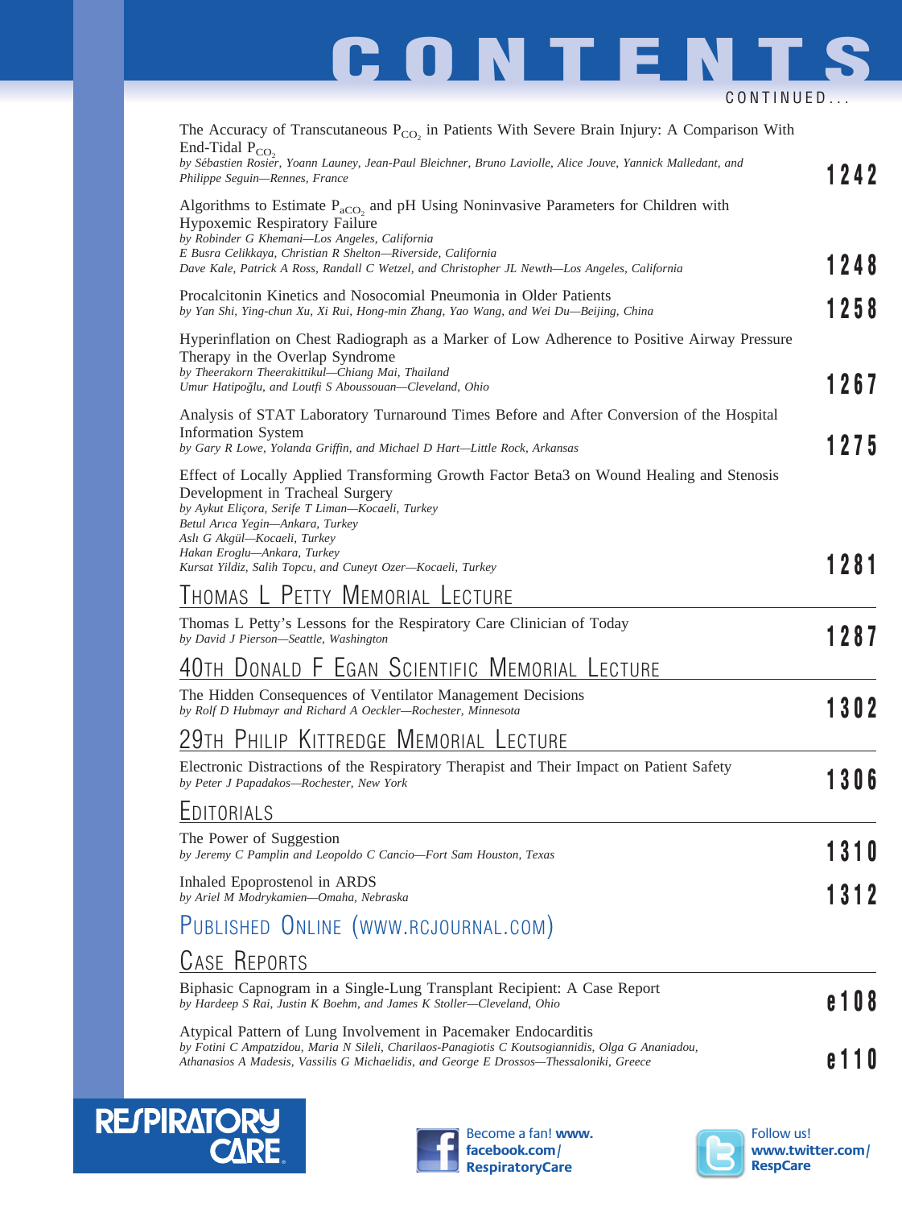# CONTENTS

CONTINUED...

The Accuracy of Transcutaneous $P_{CO_2}$ in Patients With Severe Brain Injury: A Comparison With End-Tidal $P_{CO_2}$
*by Sébastien Rosier, Yoann Launey, Jean-Paul Bleichner, Bruno Laviolle, Alice Jouve, Yannick Malledant, and Philippe Seguin—Rennes, France* — **1242**

Algorithms to Estimate $P_{aCO_2}$ and pH Using Noninvasive Parameters for Children with Hypoxemic Respiratory Failure
*by Robinder G Khemani—Los Angeles, California*
*E Busra Celikkaya, Christian R Shelton—Riverside, California*
*Dave Kale, Patrick A Ross, Randall C Wetzel, and Christopher JL Newth—Los Angeles, California* — **1248**

Procalcitonin Kinetics and Nosocomial Pneumonia in Older Patients
*by Yan Shi, Ying-chun Xu, Xi Rui, Hong-min Zhang, Yao Wang, and Wei Du—Beijing, China* — **1258**

Hyperinflation on Chest Radiograph as a Marker of Low Adherence to Positive Airway Pressure Therapy in the Overlap Syndrome
*by Theerakorn Theerakittikul—Chiang Mai, Thailand*
*Umur Hatipoğlu, and Loutfi S Aboussouan—Cleveland, Ohio* — **1267**

Analysis of STAT Laboratory Turnaround Times Before and After Conversion of the Hospital Information System
*by Gary R Lowe, Yolanda Griffin, and Michael D Hart—Little Rock, Arkansas* — **1275**

Effect of Locally Applied Transforming Growth Factor Beta3 on Wound Healing and Stenosis Development in Tracheal Surgery
*by Aykut Eliçora, Serife T Liman—Kocaeli, Turkey*
*Betul Arıca Yegin—Ankara, Turkey*
*Aslı G Akgül—Kocaeli, Turkey*
*Hakan Eroglu—Ankara, Turkey*
*Kursat Yildiz, Salih Topcu, and Cuneyt Ozer—Kocaeli, Turkey* — **1281**

## Thomas L Petty Memorial Lecture

Thomas L Petty's Lessons for the Respiratory Care Clinician of Today
*by David J Pierson—Seattle, Washington* — **1287**

## 40th Donald F Egan Scientific Memorial Lecture

The Hidden Consequences of Ventilator Management Decisions
*by Rolf D Hubmayr and Richard A Oeckler—Rochester, Minnesota* — **1302**

## 29th Philip Kittredge Memorial Lecture

Electronic Distractions of the Respiratory Therapist and Their Impact on Patient Safety
*by Peter J Papadakos—Rochester, New York* — **1306**

## Editorials

The Power of Suggestion
*by Jeremy C Pamplin and Leopoldo C Cancio—Fort Sam Houston, Texas* — **1310**

Inhaled Epoprostenol in ARDS
*by Ariel M Modrykamien—Omaha, Nebraska* — **1312**

## Published Online (www.rcjournal.com)

## Case Reports

Biphasic Capnogram in a Single-Lung Transplant Recipient: A Case Report
*by Hardeep S Rai, Justin K Boehm, and James K Stoller—Cleveland, Ohio* — **e108**

Atypical Pattern of Lung Involvement in Pacemaker Endocarditis
*by Fotini C Ampatzidou, Maria N Sileli, Charilaos-Panagiotis C Koutsogiannidis, Olga G Ananiadou, Athanasios A Madesis, Vassilis G Michaelidis, and George E Drossos—Thessaloniki, Greece* — **e110**

RESPIRATORY CARE

Become a fan! www.facebook.com/RespiratoryCare

Follow us! www.twitter.com/RespCare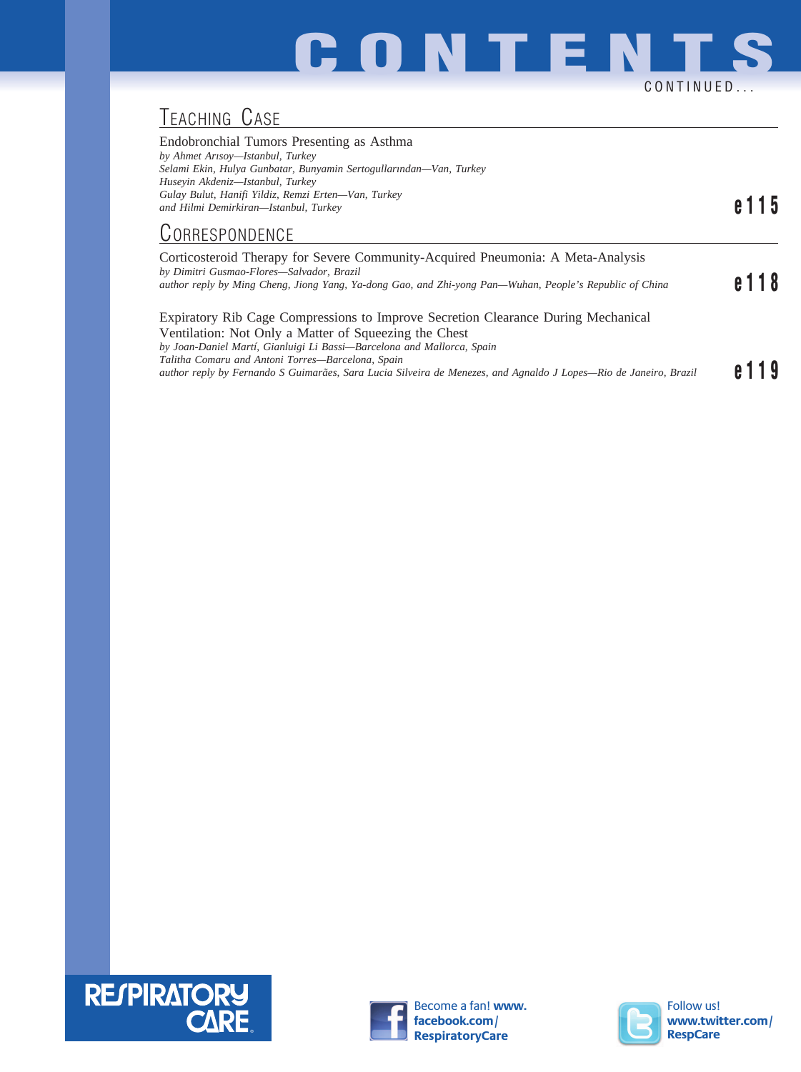# CONTENTS

CONTINUED...

## Teaching Case

Endobronchial Tumors Presenting as Asthma
*by Ahmet Arısoy—Istanbul, Turkey*
*Selami Ekin, Hulya Gunbatar, Bunyamin Sertogullarından—Van, Turkey*
*Huseyin Akdeniz—Istanbul, Turkey*
*Gulay Bulut, Hanifi Yildiz, Remzi Erten—Van, Turkey*
*and Hilmi Demirkiran—Istanbul, Turkey* **e115**

## Correspondence

Corticosteroid Therapy for Severe Community-Acquired Pneumonia: A Meta-Analysis
*by Dimitri Gusmao-Flores—Salvador, Brazil*
*author reply by Ming Cheng, Jiong Yang, Ya-dong Gao, and Zhi-yong Pan—Wuhan, People's Republic of China* **e118**

Expiratory Rib Cage Compressions to Improve Secretion Clearance During Mechanical Ventilation: Not Only a Matter of Squeezing the Chest
*by Joan-Daniel Martí, Gianluigi Li Bassi—Barcelona and Mallorca, Spain*
*Talitha Comaru and Antoni Torres—Barcelona, Spain*
*author reply by Fernando S Guimarães, Sara Lucia Silveira de Menezes, and Agnaldo J Lopes—Rio de Janeiro, Brazil* **e119**

RESPIRATORY CARE

Become a fan! **www.facebook.com/RespiratoryCare**

Follow us! **www.twitter.com/RespCare**